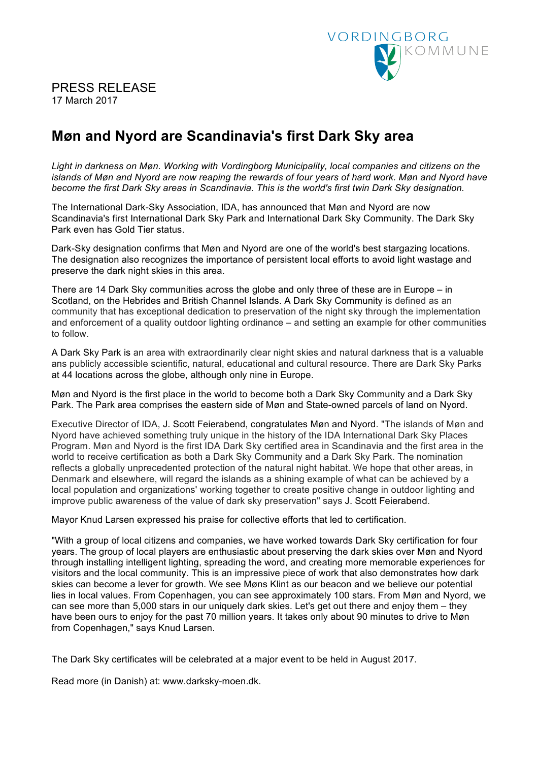VORDINGBORG KOMMUNE

PRESS RELEASE
17 March 2017

# Møn and Nyord are Scandinavia's first Dark Sky area

*Light in darkness on Møn. Working with Vordingborg Municipality, local companies and citizens on the islands of Møn and Nyord are now reaping the rewards of four years of hard work. Møn and Nyord have become the first Dark Sky areas in Scandinavia. This is the world's first twin Dark Sky designation.*

The International Dark-Sky Association, IDA, has announced that Møn and Nyord are now Scandinavia's first International Dark Sky Park and International Dark Sky Community. The Dark Sky Park even has Gold Tier status.

Dark-Sky designation confirms that Møn and Nyord are one of the world's best stargazing locations. The designation also recognizes the importance of persistent local efforts to avoid light wastage and preserve the dark night skies in this area.

There are 14 Dark Sky communities across the globe and only three of these are in Europe – in Scotland, on the Hebrides and British Channel Islands. A Dark Sky Community is defined as an community that has exceptional dedication to preservation of the night sky through the implementation and enforcement of a quality outdoor lighting ordinance – and setting an example for other communities to follow.

A Dark Sky Park is an area with extraordinarily clear night skies and natural darkness that is a valuable ans publicly accessible scientific, natural, educational and cultural resource. There are Dark Sky Parks at 44 locations across the globe, although only nine in Europe.

Møn and Nyord is the first place in the world to become both a Dark Sky Community and a Dark Sky Park. The Park area comprises the eastern side of Møn and State-owned parcels of land on Nyord.

Executive Director of IDA, J. Scott Feierabend, congratulates Møn and Nyord. "The islands of Møn and Nyord have achieved something truly unique in the history of the IDA International Dark Sky Places Program. Møn and Nyord is the first IDA Dark Sky certified area in Scandinavia and the first area in the world to receive certification as both a Dark Sky Community and a Dark Sky Park. The nomination reflects a globally unprecedented protection of the natural night habitat. We hope that other areas, in Denmark and elsewhere, will regard the islands as a shining example of what can be achieved by a local population and organizations' working together to create positive change in outdoor lighting and improve public awareness of the value of dark sky preservation" says J. Scott Feierabend.

Mayor Knud Larsen expressed his praise for collective efforts that led to certification.

"With a group of local citizens and companies, we have worked towards Dark Sky certification for four years. The group of local players are enthusiastic about preserving the dark skies over Møn and Nyord through installing intelligent lighting, spreading the word, and creating more memorable experiences for visitors and the local community. This is an impressive piece of work that also demonstrates how dark skies can become a lever for growth. We see Møns Klint as our beacon and we believe our potential lies in local values. From Copenhagen, you can see approximately 100 stars. From Møn and Nyord, we can see more than 5,000 stars in our uniquely dark skies. Let's get out there and enjoy them – they have been ours to enjoy for the past 70 million years. It takes only about 90 minutes to drive to Møn from Copenhagen," says Knud Larsen.

The Dark Sky certificates will be celebrated at a major event to be held in August 2017.

Read more (in Danish) at: www.darksky-moen.dk.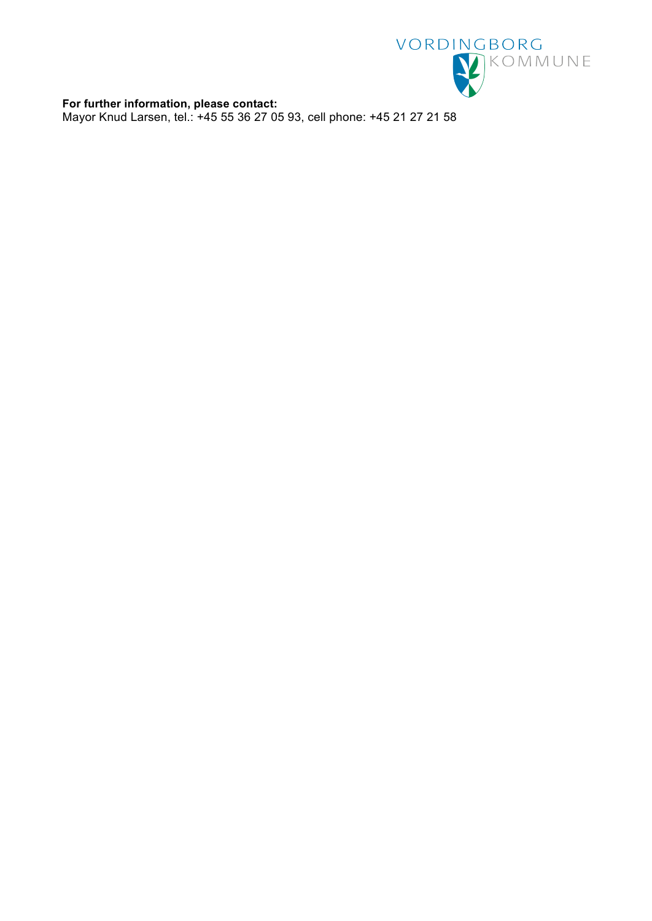**For further information, please contact:**
Mayor Knud Larsen, tel.: +45 55 36 27 05 93, cell phone: +45 21 27 21 58